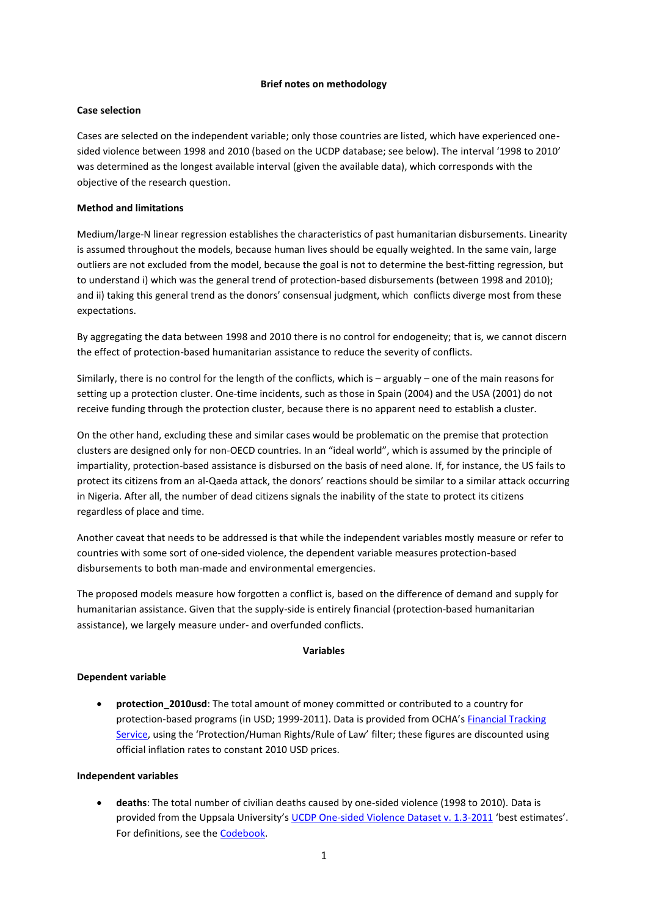**Brief notes on methodology**

**Case selection**

Cases are selected on the independent variable; only those countries are listed, which have experienced one-sided violence between 1998 and 2010 (based on the UCDP database; see below). The interval '1998 to 2010' was determined as the longest available interval (given the available data), which corresponds with the objective of the research question.

**Method and limitations**

Medium/large-N linear regression establishes the characteristics of past humanitarian disbursements. Linearity is assumed throughout the models, because human lives should be equally weighted. In the same vain, large outliers are not excluded from the model, because the goal is not to determine the best-fitting regression, but to understand i) which was the general trend of protection-based disbursements (between 1998 and 2010); and ii) taking this general trend as the donors' consensual judgment, which conflicts diverge most from these expectations.

By aggregating the data between 1998 and 2010 there is no control for endogeneity; that is, we cannot discern the effect of protection-based humanitarian assistance to reduce the severity of conflicts.

Similarly, there is no control for the length of the conflicts, which is – arguably – one of the main reasons for setting up a protection cluster. One-time incidents, such as those in Spain (2004) and the USA (2001) do not receive funding through the protection cluster, because there is no apparent need to establish a cluster.

On the other hand, excluding these and similar cases would be problematic on the premise that protection clusters are designed only for non-OECD countries. In an "ideal world", which is assumed by the principle of impartiality, protection-based assistance is disbursed on the basis of need alone. If, for instance, the US fails to protect its citizens from an al-Qaeda attack, the donors' reactions should be similar to a similar attack occurring in Nigeria. After all, the number of dead citizens signals the inability of the state to protect its citizens regardless of place and time.

Another caveat that needs to be addressed is that while the independent variables mostly measure or refer to countries with some sort of one-sided violence, the dependent variable measures protection-based disbursements to both man-made and environmental emergencies.

The proposed models measure how forgotten a conflict is, based on the difference of demand and supply for humanitarian assistance. Given that the supply-side is entirely financial (protection-based humanitarian assistance), we largely measure under- and overfunded conflicts.

**Variables**

**Dependent variable**

- **protection_2010usd**: The total amount of money committed or contributed to a country for protection-based programs (in USD; 1999-2011). Data is provided from OCHA's Financial Tracking Service, using the 'Protection/Human Rights/Rule of Law' filter; these figures are discounted using official inflation rates to constant 2010 USD prices.

**Independent variables**

- **deaths**: The total number of civilian deaths caused by one-sided violence (1998 to 2010). Data is provided from the Uppsala University's UCDP One-sided Violence Dataset v. 1.3-2011 'best estimates'. For definitions, see the Codebook.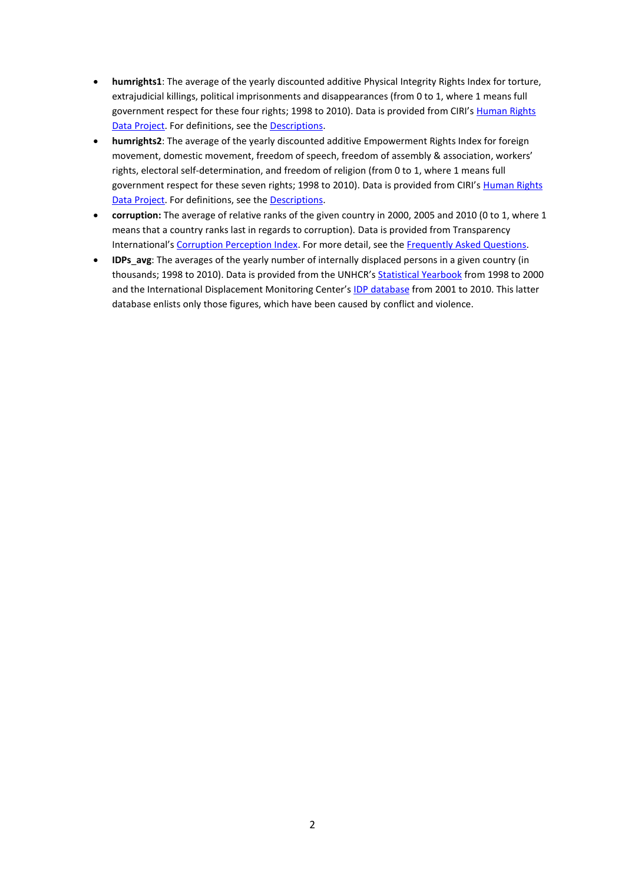- **humrights1**: The average of the yearly discounted additive Physical Integrity Rights Index for torture, extrajudicial killings, political imprisonments and disappearances (from 0 to 1, where 1 means full government respect for these four rights; 1998 to 2010). Data is provided from CIRI's Human Rights Data Project. For definitions, see the Descriptions.
- **humrights2**: The average of the yearly discounted additive Empowerment Rights Index for foreign movement, domestic movement, freedom of speech, freedom of assembly & association, workers' rights, electoral self-determination, and freedom of religion (from 0 to 1, where 1 means full government respect for these seven rights; 1998 to 2010). Data is provided from CIRI's Human Rights Data Project. For definitions, see the Descriptions.
- **corruption:** The average of relative ranks of the given country in 2000, 2005 and 2010 (0 to 1, where 1 means that a country ranks last in regards to corruption). Data is provided from Transparency International's Corruption Perception Index. For more detail, see the Frequently Asked Questions.
- **IDPs_avg**: The averages of the yearly number of internally displaced persons in a given country (in thousands; 1998 to 2010). Data is provided from the UNHCR's Statistical Yearbook from 1998 to 2000 and the International Displacement Monitoring Center's IDP database from 2001 to 2010. This latter database enlists only those figures, which have been caused by conflict and violence.